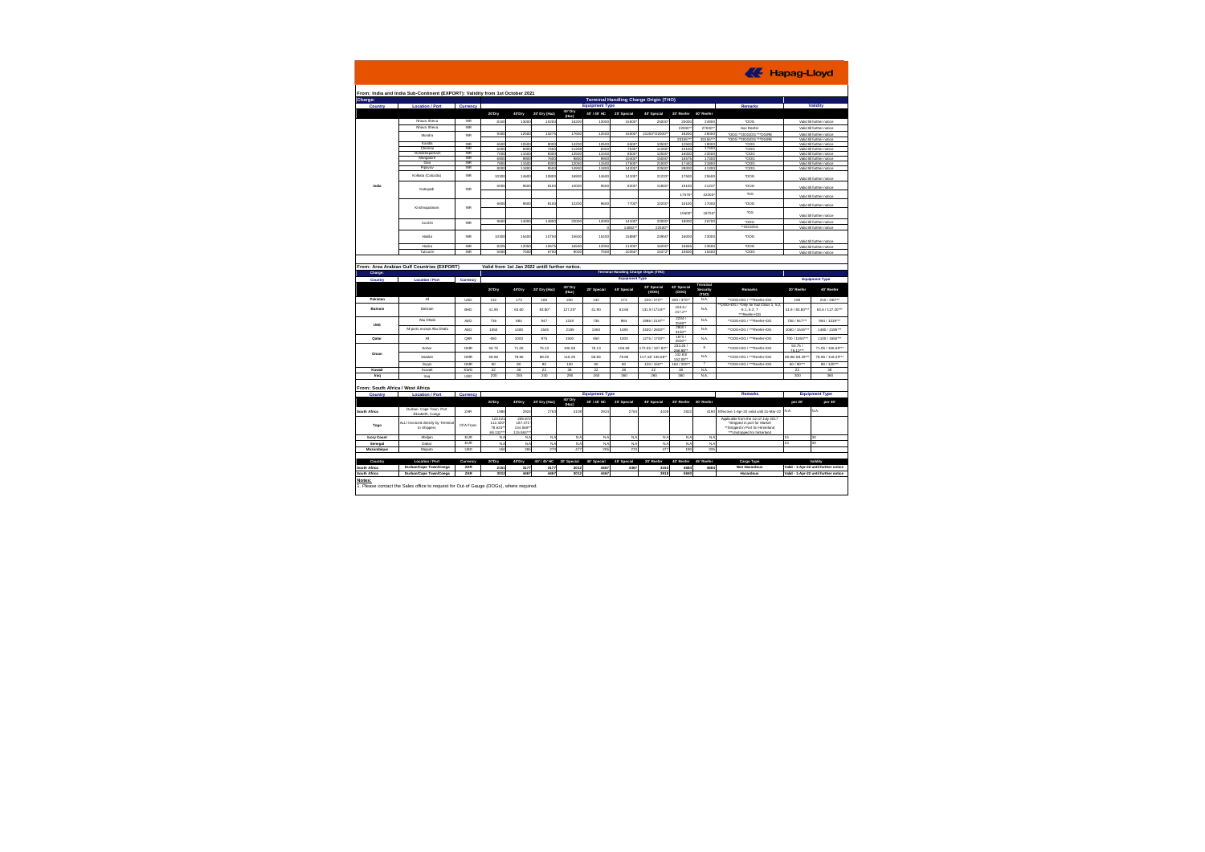# Hapag-Lloyd

## From: India and India Sub-Continent (EXPORT): Validity from 1st October 2021

Charge: Terminal Handling Charge Origin (THO)

| Country | Location / Port | Currency | 20'Dry | 40'Dry | 20' Dry (Haz) | 40' Dry (Haz) | 40' / 45' HC | 20' Special | 40' Special | 20' Reefer | 40' Reefer | Remarks | Validity |
|---|---|---|---|---|---|---|---|---|---|---|---|---|---|
| India | Nhava Sheva | INR | 8100 | 13000 | 10200 | 16200 | 13000 | 15500* | 25800* | 20300 | 24900 | *OOG | Valid till further notice |
| | Nhava Sheva | INR | | | | | | | | 22000** | 27000** | Haz Reefer | Valid till further notice |
| | Mundra | INR | 8000 | 12500 | 13275 | 17650 | 12500 | 15900* | 21250*/22000* | 18200 | 29000 | *OOG **OOG/DG ***OOG/RE | Valid till further notice |
| | | | | | | | | | | 20150*** | 30150*** | *OOG **OOG/DG ***OOG/RE | Valid till further notice |
| | Kandla | INR | 6500 | 10500 | 8050 | 14200 | 10500 | 6900* | 10900* | 12500 | 19000 | *OOG | Valid till further notice |
| | Chennai | INR | 6000 | 8000 | 7400 | 11200 | 8000 | 7500* | 11200* | 16100 | 17300 | *OOG | Valid till further notice |
| | Visakhapatnam | INR | 7000 | 10500 | 8000 | 12500 | 10500 | 8500* | 12500* | 16500 | 23000 | *OOG | Valid till further notice |
| | Mangalore | INR | 6900 | 9900 | 7600 | 9800 | 9900 | 10400* | 15900* | 15470 | 17300 | *OOG | Valid till further notice |
| | Goa | INR | 7000 | 12400 | 8350 | 13050 | 12400 | 17300* | 21800* | 17500 | 21600 | *OOG | Valid till further notice |
| | Pipavav | INR | 8000 | 11000 | 9500 | 14800 | 11000 | 11200* | 22900* | 26000 | 31000 | *OOG | Valid till further notice |
| | Kolkata (Calcutta) | INR | 10300 | 14400 | 10800 | 16900 | 14400 | 14100* | 21210* | 17560 | 25500 | *OOG | Valid till further notice |
| | Kattupalli | INR | 6050 | 9500 | 8100 | 12000 | 9500 | 8200* | 11800* | 16100 | 21237 | *OOG | Valid till further notice |
| | | | | | | | | | | 17679* | 22200* | *DG | Valid till further notice |
| | Krishnapatnam | INR | 8400 | 9600 | 8100 | 12200 | 9600 | 7700* | 16200* | 15100 | 17000 | *OOG | Valid till further notice |
| | | | | | | | | | | 15900* | 18750* | *DG | Valid till further notice |
| | Cochin | INR | 9660 | 14000 | 14000 | 22000 | 14000 | 14100* | 22600* | 18000 | 24700 | *OOG | Valid till further notice |
| | | | | | | | 0 | 14850** | 22600** | | | **OOG/DG | Valid till further notice |
| | Haldia | INR | 10300 | 15400 | 10750 | 15600 | 15400 | 15488* | 23950* | 16000 | 23000 | *OOG | Valid till further notice |
| | Hazira | INR | 8225 | 12050 | 10575 | 16550 | 12050 | 11200* | 16200* | 16985 | 23500 | *OOG | Valid till further notice |
| | Tuticorin | INR | 5660 | 7500 | 6750 | 9000 | 7500 | 10350* | 15372* | 10500 | 15400 | *OOG | Valid till further notice |

## From: Area Arabian Gulf Countries (EXPORT) — Valid from 1st Jan 2022 untill further notice.

Charge: Terminal Handling Charge Origin (THO)

| Country | Location / Port | Currency | 20'Dry | 40'Dry | 20' Dry (Haz) | 40' Dry (Haz) | 20' Special | 40' Special | 20' Special (OOG) | 40' Special (OOG) | Terminal Security (TSO) | Remarks | 20' Reefer | 40' Reefer |
|---|---|---|---|---|---|---|---|---|---|---|---|---|---|---|
| Pakistan | All | USD | 132 | 173 | 160 | 200 | 132 | 173 | 220 / 270** | 320 / 370** | N.A | **OOG+DG / ***Reefer+DG | 188 | 216 / 230*** |
| Bahrain | Bahrain | BHD | 41.90 | 63.60 | 83.80* | 127.20* | 41.90 | 63.60 | 131.8 /173.8** | 153.9 / 217.2** | N.A | **OOG+DG / *Only for Haz Class 1, 5.2, 6.1, 6.2, 7 ***Reefer+DG | 41.9 / 83.80*** | 63.6 / 127.20*** |
| UAE | Abu Dhabi | AED | 736 | 984 | 947 | 1318 | 736 | 984 | 1986 / 2197** | 2234 / 2568** | N.A | **OOG+DG / ***Reefer+DG | 736 / 947*** | 984 / 1318*** |
| | All ports except Abu Dhabi | AED | 1060 | 1400 | 1545 | 2185 | 1060 | 1400 | 2330 / 2600** | 2800 / 3150** | N.A | **OOG+DG / ***Reefer+DG | 1060 / 1545*** | 1400 / 2185*** |
| Qatar | All | QAR | 660 | 1000 | 975 | 1500 | 660 | 1000 | 1275 / 1700** | 1875 / 2500** | N.A | **OOG+DG / ***Reefer+DG | 700 / 1050*** | 1100 / 1650*** |
| Oman | Sohar | OMR | 50.75 | 71.05 | 76.13 | 106.58 | 76.13 | 106.58 | 172.65 / 197.83** | 233.45 / 266.80** | 6 | **OOG+DG / ***Reefer+DG | 50.75 / 76.13*** | 71.05 / 106.58*** |
| | Salalah | OMR | 56.86 | 78.96 | 80.29 | 118.29 | 56.86 | 78.96 | 117.42/ 136.68** | 132.83 / 152.38** | N.A | **OOG+DG / ***Reefer+DG | 56.86/ 88.29*** | 78.96 / 118.29*** |
| | Duqm | OMR | 60 | 80 | 80 | 120 | 60 | 80 | 120 / 150** | 160 / 200** | 7 | **OOG+DG / ***Reefer+DG | 60 / 80*** | 80 / 120*** |
| Kuwait | Kuwait | KWD | 22 | 38 | 22 | 38 | 22 | 38 | 22 | 38 | N.A | | 22 | 38 |
| Iraq | Iraq | USD | 200 | 260 | 240 | 290 | 260 | 360 | 260 | 360 | N.A | | 300 | 360 |

## From: South Africa / West Africa

| Country | Location / Port | Currency | 20'Dry | 40'Dry | 20' Dry (Haz) | 40' Dry (Haz) | 40' / 45' HC | 20' Special | 40' Special | 20' Reefer | 40' Reefer | Remarks | per 20' | per 40' |
|---|---|---|---|---|---|---|---|---|---|---|---|---|---|---|
| South Africa | Durban, Cape Town, Port Elizabeth, Coega | ZAR | 1980 | 2924 | 2763 | 4108 | 2924 | 2763 | 4108 | 2822 | 4180 | Effective 1-Apr-20 valid until 30-Mar-22 | N.A | N.A |
| Togo | ALL / Invoiced directly by Terminal to Shippers | CFA Franc | 123,521 / 112,320* / 78,826** / 99,132*** | 209,672 / 187,471* / 104,668** / 115,556*** | | | | | | | | Applicable from the 1st of July 2017 *Shipped in port for Market **Shipped in Port for Hinterland ***Unshipped for hinterland | | |
| Ivory Coast | Abidjan | EUR | N.A | N.A | N.A | N.A | N.A | N.A | N.A | N.A | N.A | | 15 | 30 |
| Senegal | Dakar | EUR | N.A | N.A | N.A | N.A | N.A | N.A | N.A | N.A | N.A | | 15 | 30 |
| Mozambique | Maputo | USD | 130 | 260 | 270 | 277 | 266 | 270 | 277 | 190 | 335 | | | |

| Country | Location / Port | Currency | 20'Dry | 40'Dry | 40' / 45' HC | 20' Special | 40' Special | 45' Special | 20' Reefer | 40' Reefer | 45' Reefer | Cargo Type | Validity |
|---|---|---|---|---|---|---|---|---|---|---|---|---|---|
| South Africa | Durban/Cape Town/Coega | ZAR | 2153 | 3177 | 3177 | 2012 | 4467 | 4467 | 3163 | 4665 | 4665 | Non Hazardous | Valid - 1-Apr-22 until further notice |
| South Africa | Durban/Cape Town/Coega | ZAR | 3012 | 4467 | 4467 | 3012 | 4467 | | 3918 | 5980 | | Hazardous | Valid - 1-Apr-22 until further notice |

**Notes:**

1. Please contact the Sales office to request for Out-of Gauge (OOGs), where required.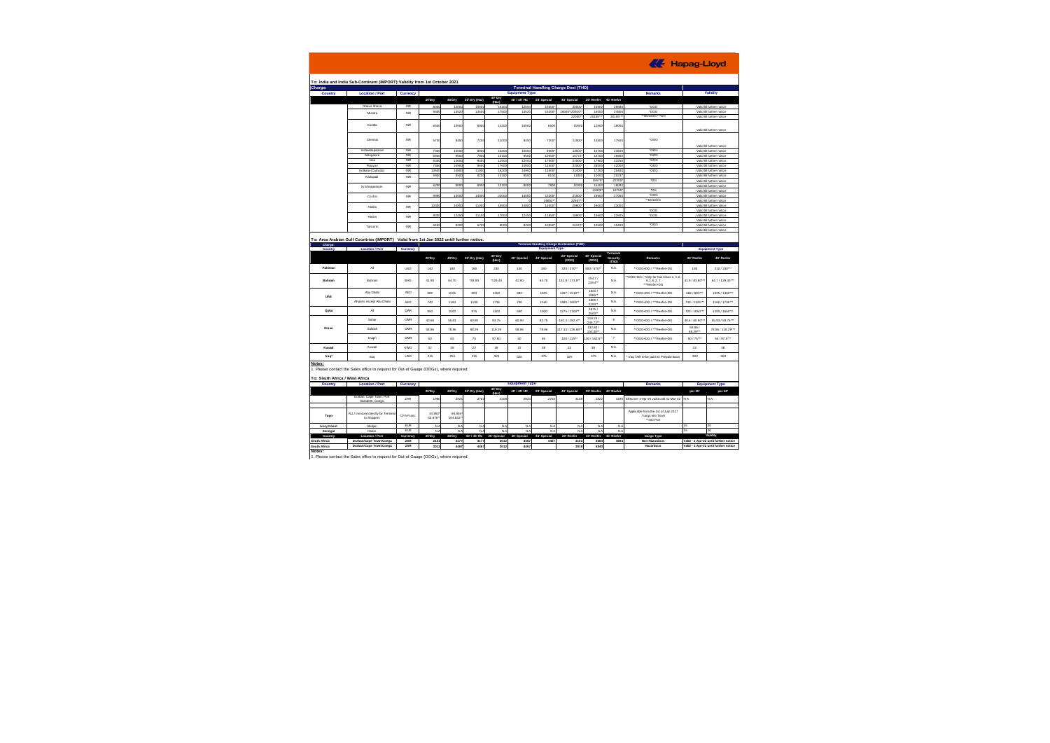Hapag-Lloyd

**To: India and India Sub-Continent (IMPORT):Validity from 1st October 2021**

| Charge: | | | Terminal Handling Charge Dest (THD) | | | | | | | | | | | |
|---|---|---|---|---|---|---|---|---|---|---|---|---|---|---|
| Country | Location / Port | Currency | Equipment Type | | | | | | | | | | Remarks | Validity |
| | | | 20'Dry | 40'Dry | 20' Dry (Haz) | 40' Dry (Haz) | 45' / 40' HC | 20' Special | 40' Special | 20' Reefer | 40' Reefer | | | |
| | Nhava Sheva | INR | 8000 | 12500 | 10000 | 16100 | 12500 | 15300* | 25000* | 15900 | 26800 | | *OOG | Valid till further notice |
| | Mundra | INR | 9000 | 13520 | 13500 | 17500 | 13520 | 15200* | 18500*/20500** | 16000 | 24000 | | *OOG | Valid till further notice |
| | | | | | | | | | 22000** | 23150*** | 30150*** | | **OOGDG ***DG | Valid till further notice |
| | Kandla | INR | 6500 | 10500 | 8000 | 14200 | 10500 | 6500 | 10500 | 12500 | 19000 | | | Valid till further notice |
| | Chennai | INR | 5700 | 8450 | 7250 | 11000 | 8450 | 7200* | 11000* | 14500 | 17500 | | *OOG | Valid till further notice |
| | Vishakhapatnam | INR | 7000 | 10600 | 8950 | 13250 | 10600 | 9000* | 13950* | 16700 | 23500 | | *OOG | Valid till further notice |
| | Mangalore | INR | 6800 | 9500 | 7600 | 13100 | 9500 | 10950* | 15773* | 13700 | 18850 | | *OOG | Valid till further notice |
| | Goa | INR | 8050 | 12090 | 8350 | 12900 | 12090 | 17500* | 21000* | 17900 | 23250 | | *OOG | Valid till further notice |
| | Pipavav | INR | 7500 | 14900 | 9600 | 17500 | 14900 | 14300* | 22000* | 28000 | 42000 | | *OOG | Valid till further notice |
| | Kolkata (Calcutta) | INR | 10500 | 14900 | 11000 | 16200 | 14900 | 14300* | 21400* | 17200 | 25300 | | *OOG | Valid till further notice |
| | Kattupalli | INR | 5900 | 8500 | 8250 | 13182 | 8500 | 8100 | 11900 | 14000 | 20237 | | | Valid till further notice |
| | | | | | | | | | | 15378* | 22208* | | *DG | Valid till further notice |
| | Krishnapatnam | INR | 6200 | 8000 | 8000 | 12100 | 8000 | 7800 | 10000 | 15300 | 18000 | | | Valid till further notice |
| | | | | | | | | | | 15900* | 18750* | | | Valid till further notice |
| | Cochin | INR | 9990 | 14000 | 14000 | 22000 | 14000 | 15200* | 21500* | 18600 | 27000 | | *DG | Valid till further notice |
| | | | | | | | | 0 | 16852** | 22501** | | | *OOG | Valid till further notice |
| | | | | | | | | | | | | | **OOGDG | Valid till further notice |
| | Haldia | INR | 10100 | 14900 | 11000 | 16600 | 14900 | 14400* | 20800* | 16000 | 23000 | | | Valid till further notice |
| | | | | | | | | | | | | | *OOG | Valid till further notice |
| | Hazira | INR | 9000 | 12150 | 11100 | 17000 | 12150 | 11350* | 18800* | 15400 | 22685 | | *OOG | Valid till further notice |
| | | | | | | | | | | | | | | Valid till further notice |
| | Tuticorin | INR | 6100 | 8200 | 6700 | 8000 | 8200 | 10350* | 15572* | 10000 | 15400 | | *OOG | Valid till further notice |
| | | | | | | | | | | | | | | Valid till further notice |

**To: Area Arabian Gulf Countries (IMPORT) Valid from 1st Jan 2022 untill further notice.**

| Charge: | | | Terminal Handling Charge Destination (THD) | | | | | | | | | | | | |
|---|---|---|---|---|---|---|---|---|---|---|---|---|---|---|---|
| Country | Location / Port | Currency | Equipment Type | | | | | | | | | | | Equipment Type | |
| | | | 20'Dry | 40'Dry | 20' Dry (Haz) | 40' Dry (Haz) | 20' Special | 40' Special | 20' Special (OOG) | 40' Special (OOG) | Terminal Security (THD) | Remarks | | 20' Reefer | 40' Reefer |
| Pakistan | All | USD | 140 | 180 | 160 | 230 | 140 | 180 | 320 / 370** | 580 / 670** | N/A | **OOG+DG / ***Reefer+DG | | 180 | 210 / 230*** |
| Bahrain | Bahrain | BHD | 41.90 | 64.70 | *83.80 | *129.40 | 41.90 | 64.70 | 131.9 / 173.8** | 154.7 / 259.4** | N/A | **OOG+DG / *Only for Haz Class 1, 5.2, 6.1, 6.2, 7 ***Reefer+DG | | 41.9 / 83.80*** | 64.7 / 129.40*** |
| UAE | Abu Dhabi | AED | 682 | 1025 | 869 | 1360 | 682 | 1025 | 1357 / 1518** | 1650 / 1985** | N/A | **OOG+DG / ***Reefer+DG | | 682 / 869*** | 1025 / 1360*** |
| | All ports except Abu Dhabi | AED | 740 | 1160 | 1105 | 1735 | 740 | 1160 | 1380 / 1600** | 1800 / 2150** | N/A | **OOG+DG / ***Reefer+DG | | 740 / 1105*** | 1160 / 1735*** |
| Qatar | All | QAR | 650 | 1000 | 975 | 1500 | 650 | 1000 | 1275 / 1700** | 1875 / 2500** | N/A | **OOG+DG / ***Reefer+DG | | 705 / 1050*** | 1100 / 1650*** |
| Oman | Sohar | OMR | 40.60 | 55.83 | 60.90 | 83.75 | 60.90 | 83.75 | 162.4 / 182.4** | 218.23 / 245.72** | 6 | **OOG+DG / ***Reefer+DG | | 40.6 / 60.90*** | 55.83 / 83.75*** |
| | Salalah | OMR | 58.86 | 78.86 | 88.29 | 118.29 | 58.86 | 78.86 | 117.43 / 136.86** | 132.83 / 152.89** | N/A | **OOG+DG / ***Reefer+DG | | 58.86 / 88.29*** | 78.86 / 118.29*** |
| | Duqm | OMR | 50 | 65 | 75 | 97.50 | 50 | 65 | 100 / 125** | 130 / 162.5** | 7 | **OOG+DG / ***Reefer+DG | | 50 / 75*** | 65 / 97.5*** |
| Kuwait | Kuwait | KWD | 22 | 38 | 22 | 38 | 22 | 38 | 22 | 38 | N/A | | | 22 | 38 |
| Iraq* | Iraq | USD | 225 | 255 | 255 | 325 | 325 | 475 | 325 | 475 | N/A | * Iraq THD to be paid on Prepaid basis | | 300 | 380 |

**Notes:**

1. Please contact the Sales office to request for Out-of Gauge (OOGs), where required.

**To: South Africa / West Africa**

| Country | Location / Port | Currency | Equipment Type | | | | | | | | | | Remarks | Equipment Type | |
|---|---|---|---|---|---|---|---|---|---|---|---|---|---|---|---|
| | | | 20'Dry | 40'Dry | 20' Dry (Haz) | 40' Dry (Haz) | 45' / 40' HC | 20' Special | 40' Special | 20' Reefer | 40' Reefer | | | per 20' | per 40' |
| | Durban, Cape Town, Port Elizabeth, Coega | ZAR | 1980 | 2920 | 2763 | 4103 | 2920 | 2763 | 4103 | 2822 | 4180 | | Effective 1-Apr-20 valid until 31-Mar-22 | N.A. | N.A. |
| Togo | ALL! Invoiced directly by Terminal to Shippers | CFA Franc | 33,662* 50,478** | 66,846* 104,800** | | | | | | | | | Applicable from the 1st of July 2017 *cargo into Town **Into Port | | |
| Ivory Coast | Abidjan | EUR | N.A | N.A | N.A | N.A | N.A | N.A | N.A | N.A | N.A | | | 15 | 30 |
| Senegal | Dakar | EUR | N.A | N.A | N.A | N.A | N.A | N.A | N.A | N.A | N.A | | | 15 | 30 |
| Country | Location / Port | Currency | 20'Dry | 40'Dry | 40' / 45' HC | 20' Special | 40' Special | 45' Special | 20' Reefer | 40' Reefer | 45' Reefer | | Cargo Type | Validity | |
| South Africa | Durban/Cape Town/Coega | ZAR | 2151 | 3177 | 3177 | 3013 | 4467 | 4467 | 3153 | 4660 | 4660 | | Non Hazardous | Valid - 1-Apr-22 until further notice | |
| South Africa | Durban/Cape Town/Coega | ZAR | 3013 | 4467 | 4467 | 3013 | 4467 | | 3916 | 5942 | | | Hazardous | Valid - 1-Apr-22 until further notice | |

**Notes:**

1. Please contact the Sales office to request for Out-of Gauge (OOGs), where required.